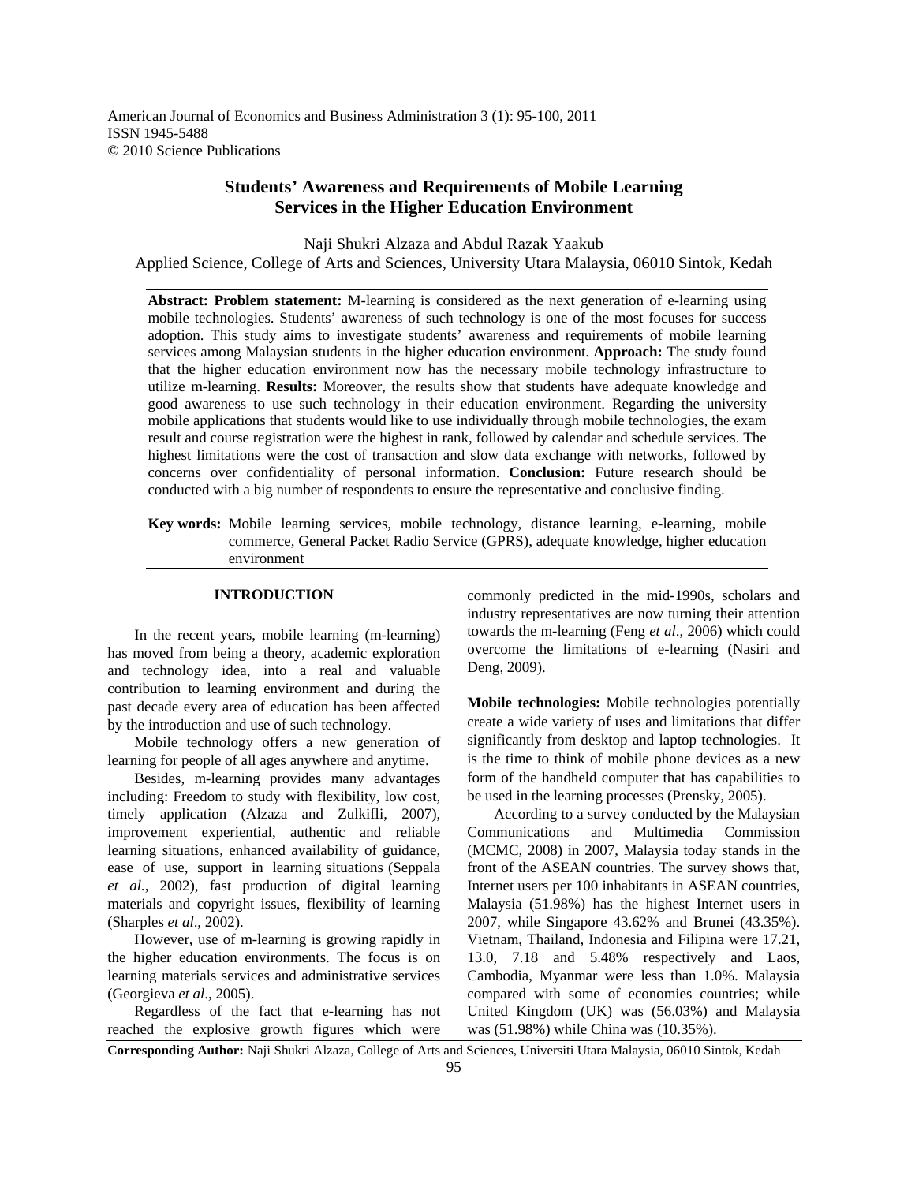American Journal of Economics and Business Administration 3 (1): 95-100, 2011
ISSN 1945-5488
© 2010 Science Publications

# Students' Awareness and Requirements of Mobile Learning Services in the Higher Education Environment

Naji Shukri Alzaza and Abdul Razak Yaakub
Applied Science, College of Arts and Sciences, University Utara Malaysia, 06010 Sintok, Kedah

**Abstract: Problem statement:** M-learning is considered as the next generation of e-learning using mobile technologies. Students' awareness of such technology is one of the most focuses for success adoption. This study aims to investigate students' awareness and requirements of mobile learning services among Malaysian students in the higher education environment. **Approach:** The study found that the higher education environment now has the necessary mobile technology infrastructure to utilize m-learning. **Results:** Moreover, the results show that students have adequate knowledge and good awareness to use such technology in their education environment. Regarding the university mobile applications that students would like to use individually through mobile technologies, the exam result and course registration were the highest in rank, followed by calendar and schedule services. The highest limitations were the cost of transaction and slow data exchange with networks, followed by concerns over confidentiality of personal information. **Conclusion:** Future research should be conducted with a big number of respondents to ensure the representative and conclusive finding.

**Key words:** Mobile learning services, mobile technology, distance learning, e-learning, mobile commerce, General Packet Radio Service (GPRS), adequate knowledge, higher education environment

## INTRODUCTION

In the recent years, mobile learning (m-learning) has moved from being a theory, academic exploration and technology idea, into a real and valuable contribution to learning environment and during the past decade every area of education has been affected by the introduction and use of such technology.

Mobile technology offers a new generation of learning for people of all ages anywhere and anytime.

Besides, m-learning provides many advantages including: Freedom to study with flexibility, low cost, timely application (Alzaza and Zulkifli, 2007), improvement experiential, authentic and reliable learning situations, enhanced availability of guidance, ease of use, support in learning situations (Seppala *et al*., 2002), fast production of digital learning materials and copyright issues, flexibility of learning (Sharples *et al*., 2002).

However, use of m-learning is growing rapidly in the higher education environments. The focus is on learning materials services and administrative services (Georgieva *et al*., 2005).

Regardless of the fact that e-learning has not reached the explosive growth figures which were commonly predicted in the mid-1990s, scholars and industry representatives are now turning their attention towards the m-learning (Feng *et al*., 2006) which could overcome the limitations of e-learning (Nasiri and Deng, 2009).

**Mobile technologies:** Mobile technologies potentially create a wide variety of uses and limitations that differ significantly from desktop and laptop technologies. It is the time to think of mobile phone devices as a new form of the handheld computer that has capabilities to be used in the learning processes (Prensky, 2005).

According to a survey conducted by the Malaysian Communications and Multimedia Commission (MCMC, 2008) in 2007, Malaysia today stands in the front of the ASEAN countries. The survey shows that, Internet users per 100 inhabitants in ASEAN countries, Malaysia (51.98%) has the highest Internet users in 2007, while Singapore 43.62% and Brunei (43.35%). Vietnam, Thailand, Indonesia and Filipina were 17.21, 13.0, 7.18 and 5.48% respectively and Laos, Cambodia, Myanmar were less than 1.0%. Malaysia compared with some of economies countries; while United Kingdom (UK) was (56.03%) and Malaysia was (51.98%) while China was (10.35%).

**Corresponding Author:** Naji Shukri Alzaza, College of Arts and Sciences, Universiti Utara Malaysia, 06010 Sintok, Kedah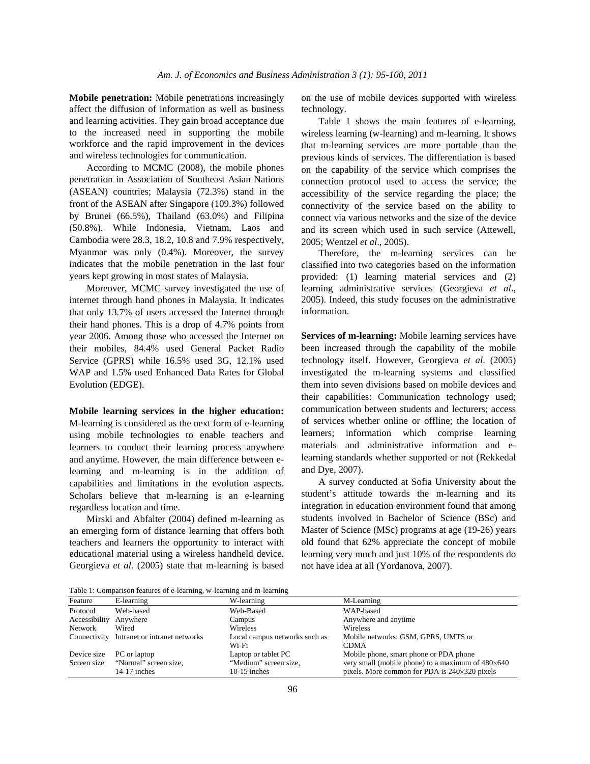**Mobile penetration:** Mobile penetrations increasingly affect the diffusion of information as well as business and learning activities. They gain broad acceptance due to the increased need in supporting the mobile workforce and the rapid improvement in the devices and wireless technologies for communication.

According to MCMC (2008), the mobile phones penetration in Association of Southeast Asian Nations (ASEAN) countries; Malaysia (72.3%) stand in the front of the ASEAN after Singapore (109.3%) followed by Brunei (66.5%), Thailand (63.0%) and Filipina (50.8%). While Indonesia, Vietnam, Laos and Cambodia were 28.3, 18.2, 10.8 and 7.9% respectively, Myanmar was only (0.4%). Moreover, the survey indicates that the mobile penetration in the last four years kept growing in most states of Malaysia.

Moreover, MCMC survey investigated the use of internet through hand phones in Malaysia. It indicates that only 13.7% of users accessed the Internet through their hand phones. This is a drop of 4.7% points from year 2006. Among those who accessed the Internet on their mobiles, 84.4% used General Packet Radio Service (GPRS) while 16.5% used 3G, 12.1% used WAP and 1.5% used Enhanced Data Rates for Global Evolution (EDGE).

**Mobile learning services in the higher education:** M-learning is considered as the next form of e-learning using mobile technologies to enable teachers and learners to conduct their learning process anywhere and anytime. However, the main difference between e-learning and m-learning is in the addition of capabilities and limitations in the evolution aspects. Scholars believe that m-learning is an e-learning regardless location and time.

Mirski and Abfalter (2004) defined m-learning as an emerging form of distance learning that offers both teachers and learners the opportunity to interact with educational material using a wireless handheld device. Georgieva *et al*. (2005) state that m-learning is based on the use of mobile devices supported with wireless technology.

Table 1 shows the main features of e-learning, wireless learning (w-learning) and m-learning. It shows that m-learning services are more portable than the previous kinds of services. The differentiation is based on the capability of the service which comprises the connection protocol used to access the service; the accessibility of the service regarding the place; the connectivity of the service based on the ability to connect via various networks and the size of the device and its screen which used in such service (Attewell, 2005; Wentzel *et al*., 2005).

Therefore, the m-learning services can be classified into two categories based on the information provided: (1) learning material services and (2) learning administrative services (Georgieva *et al*., 2005). Indeed, this study focuses on the administrative information.

**Services of m-learning:** Mobile learning services have been increased through the capability of the mobile technology itself. However, Georgieva *et al*. (2005) investigated the m-learning systems and classified them into seven divisions based on mobile devices and their capabilities: Communication technology used; communication between students and lecturers; access of services whether online or offline; the location of learners; information which comprise learning materials and administrative information and e-learning standards whether supported or not (Rekkedal and Dye, 2007).

A survey conducted at Sofia University about the student's attitude towards the m-learning and its integration in education environment found that among students involved in Bachelor of Science (BSc) and Master of Science (MSc) programs at age (19-26) years old found that 62% appreciate the concept of mobile learning very much and just 10% of the respondents do not have idea at all (Yordanova, 2007).

Table 1: Comparison features of e-learning, w-learning and m-learning

| Feature | E-learning | W-learning | M-Learning |
|---|---|---|---|
| Protocol | Web-based | Web-Based | WAP-based |
| Accessibility | Anywhere | Campus | Anywhere and anytime |
| Network | Wired | Wireless | Wireless |
| Connectivity | Intranet or intranet networks | Local campus networks such as Wi-Fi | Mobile networks: GSM, GPRS, UMTS or CDMA |
| Device size | PC or laptop | Laptop or tablet PC | Mobile phone, smart phone or PDA phone |
| Screen size | "Normal" screen size, 14-17 inches | "Medium" screen size, 10-15 inches | very small (mobile phone) to a maximum of 480×640 pixels. More common for PDA is 240×320 pixels |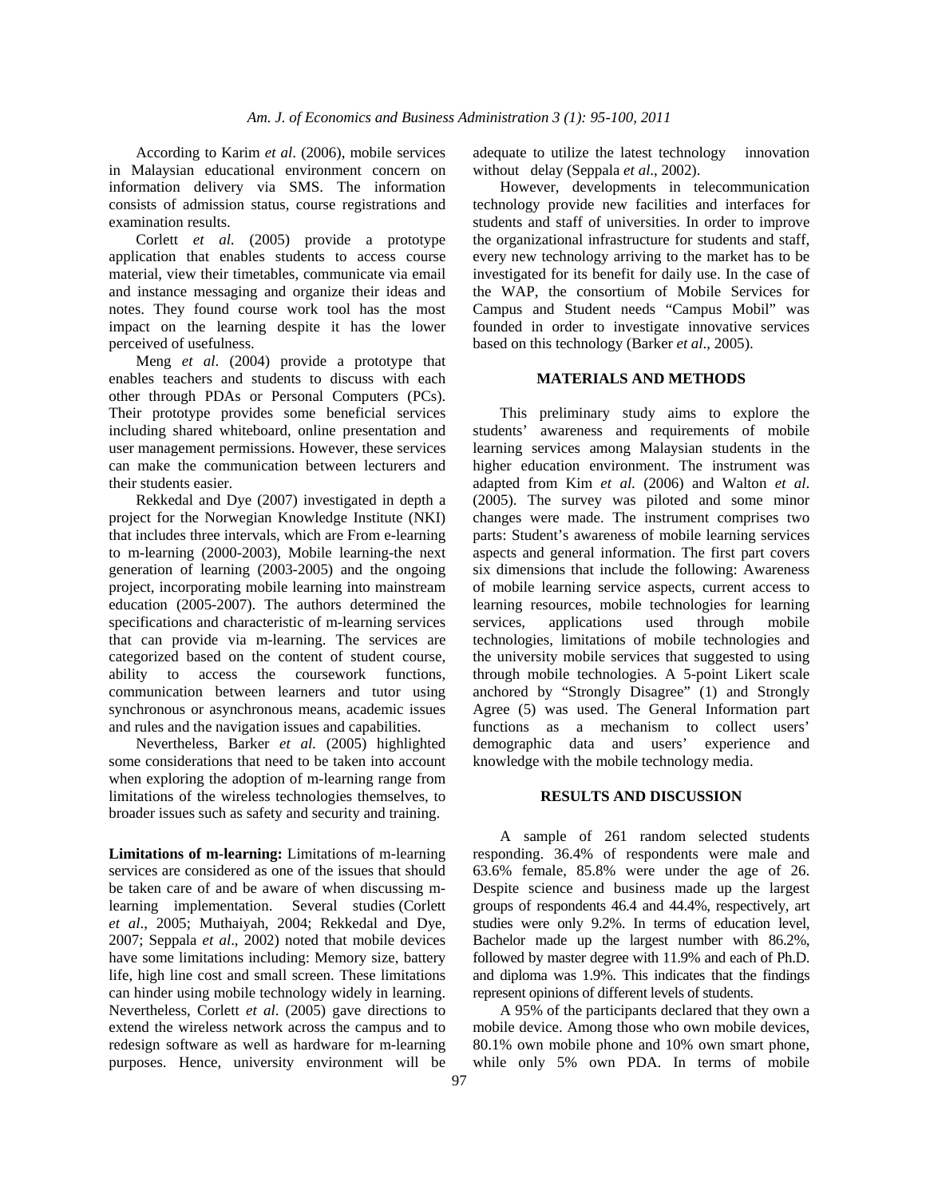According to Karim *et al*. (2006), mobile services in Malaysian educational environment concern on information delivery via SMS. The information consists of admission status, course registrations and examination results.

Corlett *et al.* (2005) provide a prototype application that enables students to access course material, view their timetables, communicate via email and instance messaging and organize their ideas and notes. They found course work tool has the most impact on the learning despite it has the lower perceived of usefulness.

Meng *et al*. (2004) provide a prototype that enables teachers and students to discuss with each other through PDAs or Personal Computers (PCs). Their prototype provides some beneficial services including shared whiteboard, online presentation and user management permissions. However, these services can make the communication between lecturers and their students easier.

Rekkedal and Dye (2007) investigated in depth a project for the Norwegian Knowledge Institute (NKI) that includes three intervals, which are From e-learning to m-learning (2000-2003), Mobile learning-the next generation of learning (2003-2005) and the ongoing project, incorporating mobile learning into mainstream education (2005-2007). The authors determined the specifications and characteristic of m-learning services that can provide via m-learning. The services are categorized based on the content of student course, ability to access the coursework functions, communication between learners and tutor using synchronous or asynchronous means, academic issues and rules and the navigation issues and capabilities.

Nevertheless, Barker *et al.* (2005) highlighted some considerations that need to be taken into account when exploring the adoption of m-learning range from limitations of the wireless technologies themselves, to broader issues such as safety and security and training.

**Limitations of m-learning:** Limitations of m-learning services are considered as one of the issues that should be taken care of and be aware of when discussing m-learning implementation. Several studies (Corlett *et al*., 2005; Muthaiyah, 2004; Rekkedal and Dye, 2007; Seppala *et al*., 2002) noted that mobile devices have some limitations including: Memory size, battery life, high line cost and small screen. These limitations can hinder using mobile technology widely in learning. Nevertheless, Corlett *et al*. (2005) gave directions to extend the wireless network across the campus and to redesign software as well as hardware for m-learning purposes. Hence, university environment will be adequate to utilize the latest technology innovation without delay (Seppala *et al*., 2002).

However, developments in telecommunication technology provide new facilities and interfaces for students and staff of universities. In order to improve the organizational infrastructure for students and staff, every new technology arriving to the market has to be investigated for its benefit for daily use. In the case of the WAP, the consortium of Mobile Services for Campus and Student needs "Campus Mobil" was founded in order to investigate innovative services based on this technology (Barker *et al*., 2005).

## MATERIALS AND METHODS

This preliminary study aims to explore the students' awareness and requirements of mobile learning services among Malaysian students in the higher education environment. The instrument was adapted from Kim *et al.* (2006) and Walton *et al*. (2005). The survey was piloted and some minor changes were made. The instrument comprises two parts: Student's awareness of mobile learning services aspects and general information. The first part covers six dimensions that include the following: Awareness of mobile learning service aspects, current access to learning resources, mobile technologies for learning services, applications used through mobile technologies, limitations of mobile technologies and the university mobile services that suggested to using through mobile technologies. A 5-point Likert scale anchored by "Strongly Disagree" (1) and Strongly Agree (5) was used. The General Information part functions as a mechanism to collect users' demographic data and users' experience and knowledge with the mobile technology media.

## RESULTS AND DISCUSSION

A sample of 261 random selected students responding. 36.4% of respondents were male and 63.6% female, 85.8% were under the age of 26. Despite science and business made up the largest groups of respondents 46.4 and 44.4%, respectively, art studies were only 9.2%. In terms of education level, Bachelor made up the largest number with 86.2%, followed by master degree with 11.9% and each of Ph.D. and diploma was 1.9%. This indicates that the findings represent opinions of different levels of students.

A 95% of the participants declared that they own a mobile device. Among those who own mobile devices, 80.1% own mobile phone and 10% own smart phone, while only 5% own PDA. In terms of mobile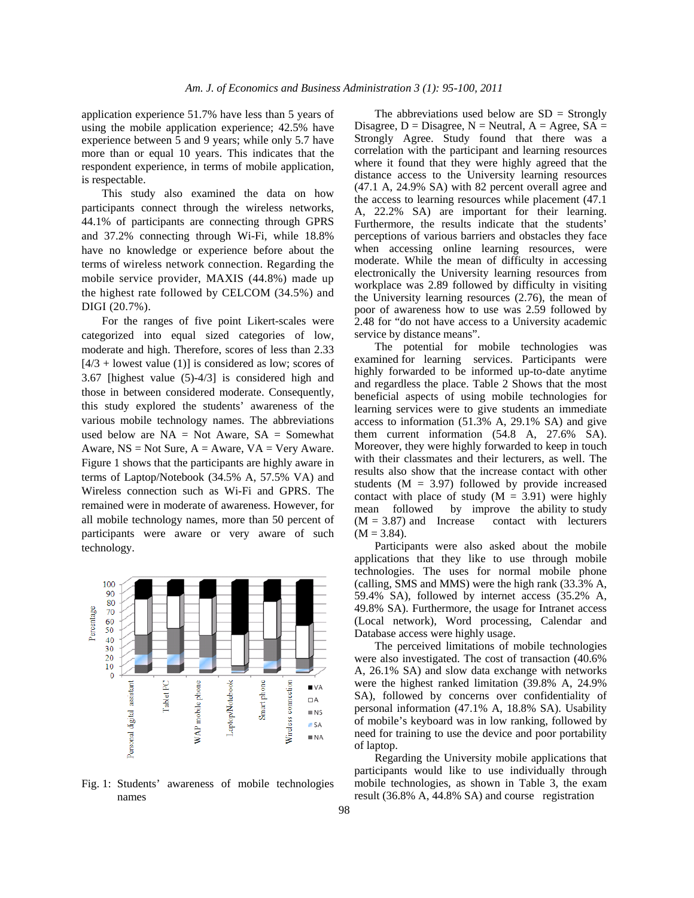application experience 51.7% have less than 5 years of using the mobile application experience; 42.5% have experience between 5 and 9 years; while only 5.7 have more than or equal 10 years. This indicates that the respondent experience, in terms of mobile application, is respectable.

This study also examined the data on how participants connect through the wireless networks, 44.1% of participants are connecting through GPRS and 37.2% connecting through Wi-Fi, while 18.8% have no knowledge or experience before about the terms of wireless network connection. Regarding the mobile service provider, MAXIS (44.8%) made up the highest rate followed by CELCOM (34.5%) and DIGI (20.7%).

For the ranges of five point Likert-scales were categorized into equal sized categories of low, moderate and high. Therefore, scores of less than 2.33 [4/3 + lowest value (1)] is considered as low; scores of 3.67 [highest value (5)-4/3] is considered high and those in between considered moderate. Consequently, this study explored the students' awareness of the various mobile technology names. The abbreviations used below are NA = Not Aware, SA = Somewhat Aware, NS = Not Sure, A = Aware, VA = Very Aware. Figure 1 shows that the participants are highly aware in terms of Laptop/Notebook (34.5% A, 57.5% VA) and Wireless connection such as Wi-Fi and GPRS. The remained were in moderate of awareness. However, for all mobile technology names, more than 50 percent of participants were aware or very aware of such technology.

Fig. 1: Students' awareness of mobile technologies names

The abbreviations used below are SD = Strongly Disagree, D = Disagree, N = Neutral, A = Agree, SA = Strongly Agree. Study found that there was a correlation with the participant and learning resources where it found that they were highly agreed that the distance access to the University learning resources (47.1 A, 24.9% SA) with 82 percent overall agree and the access to learning resources while placement (47.1 A, 22.2% SA) are important for their learning. Furthermore, the results indicate that the students' perceptions of various barriers and obstacles they face when accessing online learning resources, were moderate. While the mean of difficulty in accessing electronically the University learning resources from workplace was 2.89 followed by difficulty in visiting the University learning resources (2.76), the mean of poor of awareness how to use was 2.59 followed by 2.48 for "do not have access to a University academic service by distance means".

The potential for mobile technologies was examined for learning services. Participants were highly forwarded to be informed up-to-date anytime and regardless the place. Table 2 Shows that the most beneficial aspects of using mobile technologies for learning services were to give students an immediate access to information (51.3% A, 29.1% SA) and give them current information (54.8 A, 27.6% SA). Moreover, they were highly forwarded to keep in touch with their classmates and their lecturers, as well. The results also show that the increase contact with other students (M = 3.97) followed by provide increased contact with place of study (M = 3.91) were highly mean followed by improve the ability to study (M = 3.87) and Increase contact with lecturers (M = 3.84).

Participants were also asked about the mobile applications that they like to use through mobile technologies. The uses for normal mobile phone (calling, SMS and MMS) were the high rank (33.3% A, 59.4% SA), followed by internet access (35.2% A, 49.8% SA). Furthermore, the usage for Intranet access (Local network), Word processing, Calendar and Database access were highly usage.

The perceived limitations of mobile technologies were also investigated. The cost of transaction (40.6% A, 26.1% SA) and slow data exchange with networks were the highest ranked limitation (39.8% A, 24.9% SA), followed by concerns over confidentiality of personal information (47.1% A, 18.8% SA). Usability of mobile's keyboard was in low ranking, followed by need for training to use the device and poor portability of laptop.

Regarding the University mobile applications that participants would like to use individually through mobile technologies, as shown in Table 3, the exam result (36.8% A, 44.8% SA) and course registration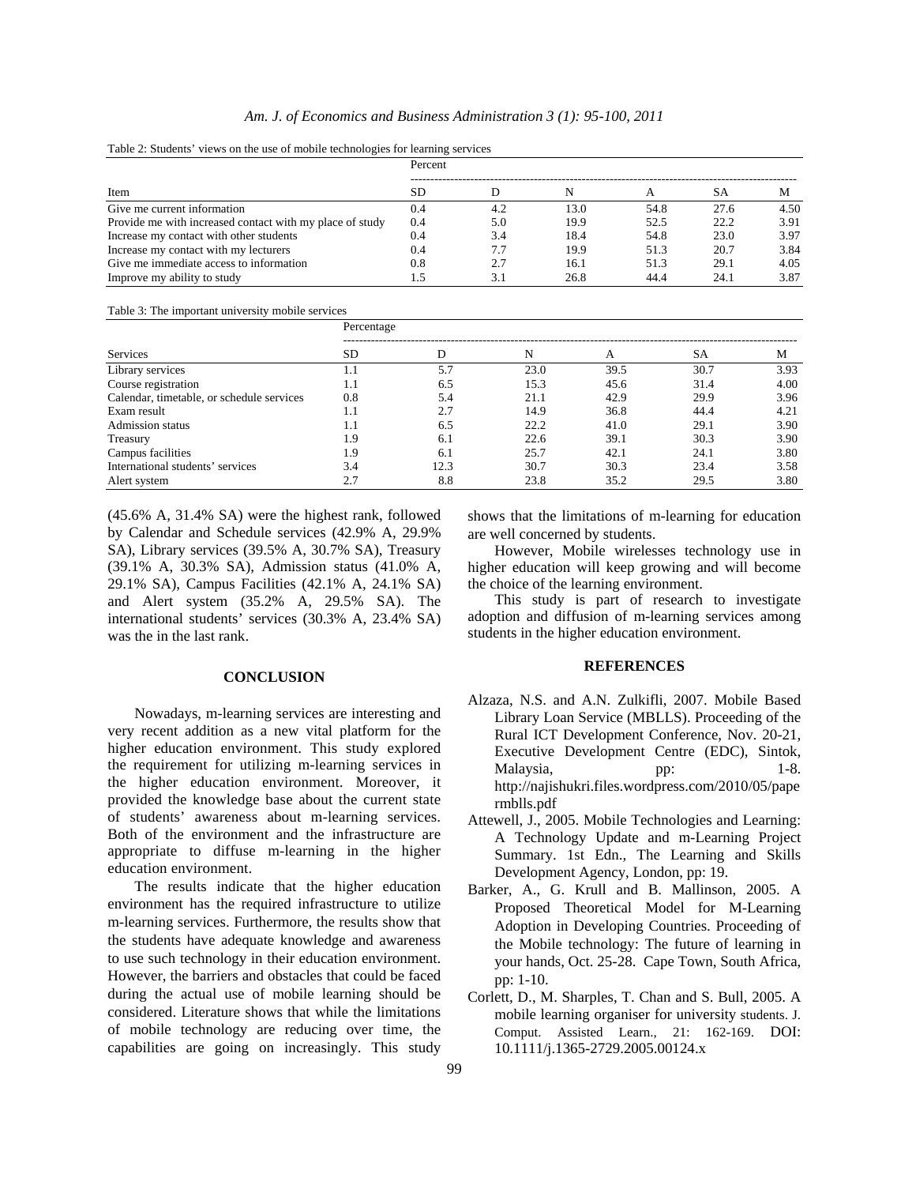Table 2: Students' views on the use of mobile technologies for learning services

| Item | Percent | | | | | |
|---|---|---|---|---|---|---|
| | SD | D | N | A | SA | M |
| Give me current information | 0.4 | 4.2 | 13.0 | 54.8 | 27.6 | 4.50 |
| Provide me with increased contact with my place of study | 0.4 | 5.0 | 19.9 | 52.5 | 22.2 | 3.91 |
| Increase my contact with other students | 0.4 | 3.4 | 18.4 | 54.8 | 23.0 | 3.97 |
| Increase my contact with my lecturers | 0.4 | 7.7 | 19.9 | 51.3 | 20.7 | 3.84 |
| Give me immediate access to information | 0.8 | 2.7 | 16.1 | 51.3 | 29.1 | 4.05 |
| Improve my ability to study | 1.5 | 3.1 | 26.8 | 44.4 | 24.1 | 3.87 |

Table 3: The important university mobile services

| Services | Percentage | | | | | |
|---|---|---|---|---|---|---|
| | SD | D | N | A | SA | M |
| Library services | 1.1 | 5.7 | 23.0 | 39.5 | 30.7 | 3.93 |
| Course registration | 1.1 | 6.5 | 15.3 | 45.6 | 31.4 | 4.00 |
| Calendar, timetable, or schedule services | 0.8 | 5.4 | 21.1 | 42.9 | 29.9 | 3.96 |
| Exam result | 1.1 | 2.7 | 14.9 | 36.8 | 44.4 | 4.21 |
| Admission status | 1.1 | 6.5 | 22.2 | 41.0 | 29.1 | 3.90 |
| Treasury | 1.9 | 6.1 | 22.6 | 39.1 | 30.3 | 3.90 |
| Campus facilities | 1.9 | 6.1 | 25.7 | 42.1 | 24.1 | 3.80 |
| International students' services | 3.4 | 12.3 | 30.7 | 30.3 | 23.4 | 3.58 |
| Alert system | 2.7 | 8.8 | 23.8 | 35.2 | 29.5 | 3.80 |

(45.6% A, 31.4% SA) were the highest rank, followed by Calendar and Schedule services (42.9% A, 29.9% SA), Library services (39.5% A, 30.7% SA), Treasury (39.1% A, 30.3% SA), Admission status (41.0% A, 29.1% SA), Campus Facilities (42.1% A, 24.1% SA) and Alert system (35.2% A, 29.5% SA). The international students' services (30.3% A, 23.4% SA) was the in the last rank.

## CONCLUSION

Nowadays, m-learning services are interesting and very recent addition as a new vital platform for the higher education environment. This study explored the requirement for utilizing m-learning services in the higher education environment. Moreover, it provided the knowledge base about the current state of students' awareness about m-learning services. Both of the environment and the infrastructure are appropriate to diffuse m-learning in the higher education environment.

The results indicate that the higher education environment has the required infrastructure to utilize m-learning services. Furthermore, the results show that the students have adequate knowledge and awareness to use such technology in their education environment. However, the barriers and obstacles that could be faced during the actual use of mobile learning should be considered. Literature shows that while the limitations of mobile technology are reducing over time, the capabilities are going on increasingly. This study shows that the limitations of m-learning for education are well concerned by students.

However, Mobile wirelesses technology use in higher education will keep growing and will become the choice of the learning environment.

This study is part of research to investigate adoption and diffusion of m-learning services among students in the higher education environment.

## REFERENCES

Alzaza, N.S. and A.N. Zulkifli, 2007. Mobile Based Library Loan Service (MBLLS). Proceeding of the Rural ICT Development Conference, Nov. 20-21, Executive Development Centre (EDC), Sintok, Malaysia, pp: 1-8. http://najishukri.files.wordpress.com/2010/05/papermblls.pdf

Attewell, J., 2005. Mobile Technologies and Learning: A Technology Update and m-Learning Project Summary. 1st Edn., The Learning and Skills Development Agency, London, pp: 19.

Barker, A., G. Krull and B. Mallinson, 2005. A Proposed Theoretical Model for M-Learning Adoption in Developing Countries. Proceeding of the Mobile technology: The future of learning in your hands, Oct. 25-28. Cape Town, South Africa, pp: 1-10.

Corlett, D., M. Sharples, T. Chan and S. Bull, 2005. A mobile learning organiser for university students. J. Comput. Assisted Learn., 21: 162-169. DOI: 10.1111/j.1365-2729.2005.00124.x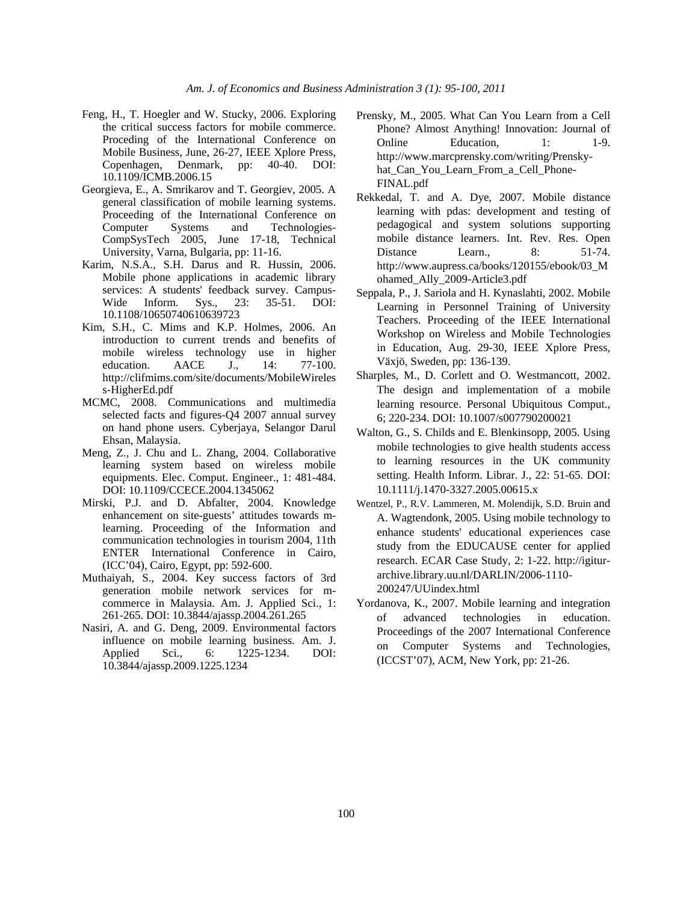Feng, H., T. Hoegler and W. Stucky, 2006. Exploring the critical success factors for mobile commerce. Proceding of the International Conference on Mobile Business, June, 26-27, IEEE Xplore Press, Copenhagen, Denmark, pp: 40-40. DOI: 10.1109/ICMB.2006.15

Georgieva, E., A. Smrikarov and T. Georgiev, 2005. A general classification of mobile learning systems. Proceeding of the International Conference on Computer Systems and Technologies- CompSysTech 2005, June 17-18, Technical University, Varna, Bulgaria, pp: 11-16.

Karim, N.S.A., S.H. Darus and R. Hussin, 2006. Mobile phone applications in academic library services: A students' feedback survey. Campus-Wide Inform. Sys., 23: 35-51. DOI: 10.1108/10650740610639723

Kim, S.H., C. Mims and K.P. Holmes, 2006. An introduction to current trends and benefits of mobile wireless technology use in higher education. AACE J., 14: 77-100. http://clifmims.com/site/documents/MobileWireless-HigherEd.pdf

MCMC, 2008. Communications and multimedia selected facts and figures-Q4 2007 annual survey on hand phone users. Cyberjaya, Selangor Darul Ehsan, Malaysia.

Meng, Z., J. Chu and L. Zhang, 2004. Collaborative learning system based on wireless mobile equipments. Elec. Comput. Engineer., 1: 481-484. DOI: 10.1109/CCECE.2004.1345062

Mirski, P.J. and D. Abfalter, 2004. Knowledge enhancement on site-guests' attitudes towards m-learning. Proceeding of the Information and communication technologies in tourism 2004, 11th ENTER International Conference in Cairo, (ICC'04), Cairo, Egypt, pp: 592-600.

Muthaiyah, S., 2004. Key success factors of 3rd generation mobile network services for m-commerce in Malaysia. Am. J. Applied Sci., 1: 261-265. DOI: 10.3844/ajassp.2004.261.265

Nasiri, A. and G. Deng, 2009. Environmental factors influence on mobile learning business. Am. J. Applied Sci., 6: 1225-1234. DOI: 10.3844/ajassp.2009.1225.1234

Prensky, M., 2005. What Can You Learn from a Cell Phone? Almost Anything! Innovation: Journal of Online Education, 1: 1-9. http://www.marcprensky.com/writing/Prensky-hat_Can_You_Learn_From_a_Cell_Phone-FINAL.pdf

Rekkedal, T. and A. Dye, 2007. Mobile distance learning with pdas: development and testing of pedagogical and system solutions supporting mobile distance learners. Int. Rev. Res. Open Distance Learn., 8: 51-74. http://www.aupress.ca/books/120155/ebook/03_Mohamed_Ally_2009-Article3.pdf

Seppala, P., J. Sariola and H. Kynaslahti, 2002. Mobile Learning in Personnel Training of University Teachers. Proceeding of the IEEE International Workshop on Wireless and Mobile Technologies in Education, Aug. 29-30, IEEE Xplore Press, Växjö, Sweden, pp: 136-139.

Sharples, M., D. Corlett and O. Westmancott, 2002. The design and implementation of a mobile learning resource. Personal Ubiquitous Comput., 6; 220-234. DOI: 10.1007/s007790200021

Walton, G., S. Childs and E. Blenkinsopp, 2005. Using mobile technologies to give health students access to learning resources in the UK community setting. Health Inform. Librar. J., 22: 51-65. DOI: 10.1111/j.1470-3327.2005.00615.x

Wentzel, P., R.V. Lammeren, M. Molendijk, S.D. Bruin and A. Wagtendonk, 2005. Using mobile technology to enhance students' educational experiences case study from the EDUCAUSE center for applied research. ECAR Case Study, 2: 1-22. http://igitur-archive.library.uu.nl/DARLIN/2006-1110-200247/UUindex.html

Yordanova, K., 2007. Mobile learning and integration of advanced technologies in education. Proceedings of the 2007 International Conference on Computer Systems and Technologies, (ICCST'07), ACM, New York, pp: 21-26.